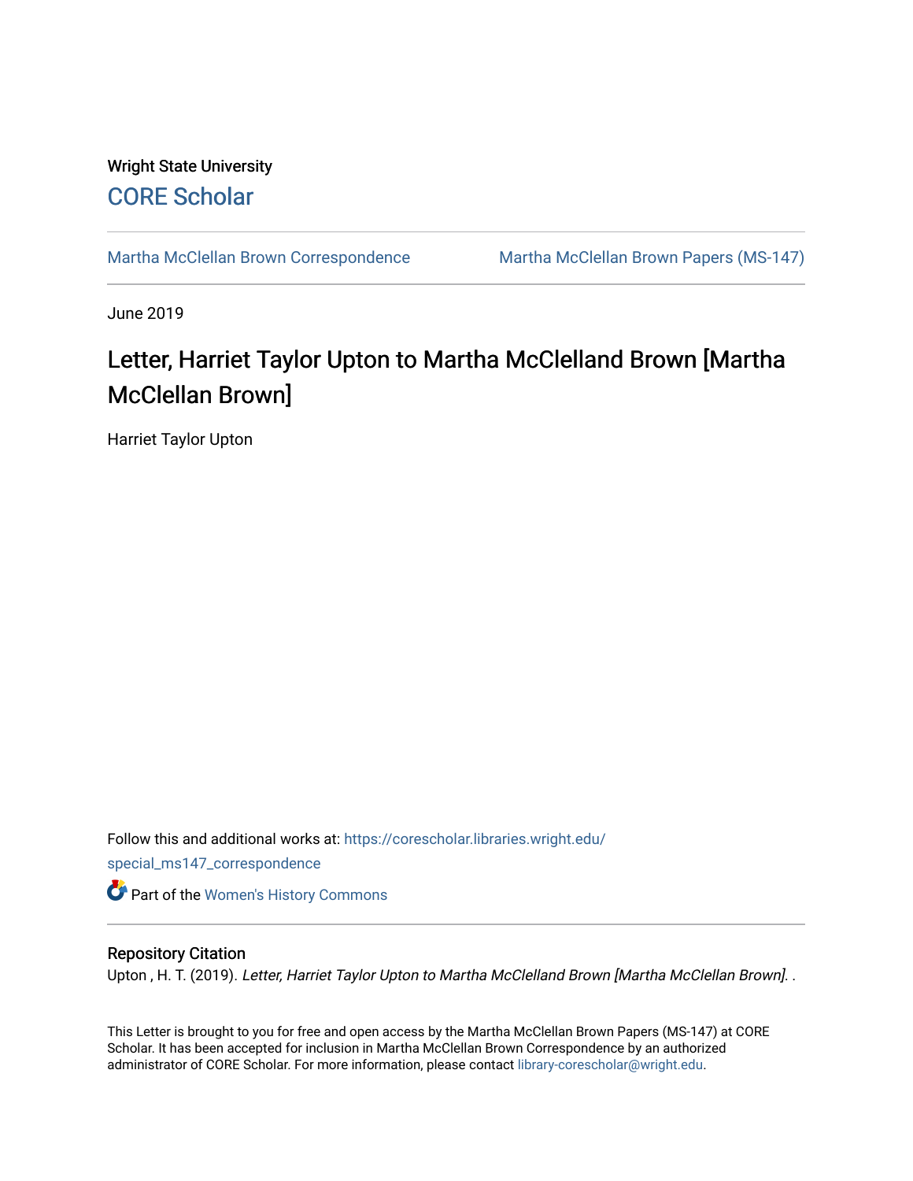Wright State University

CORE Scholar

Martha McClellan Brown Correspondence | Martha McClellan Brown Papers (MS-147)

June 2019

# Letter, Harriet Taylor Upton to Martha McClelland Brown [Martha McClellan Brown]

Harriet Taylor Upton

Follow this and additional works at: https://corescholar.libraries.wright.edu/special_ms147_correspondence

Part of the Women's History Commons

## Repository Citation

Upton , H. T. (2019). *Letter, Harriet Taylor Upton to Martha McClelland Brown [Martha McClellan Brown]*. .

This Letter is brought to you for free and open access by the Martha McClellan Brown Papers (MS-147) at CORE Scholar. It has been accepted for inclusion in Martha McClellan Brown Correspondence by an authorized administrator of CORE Scholar. For more information, please contact library-corescholar@wright.edu.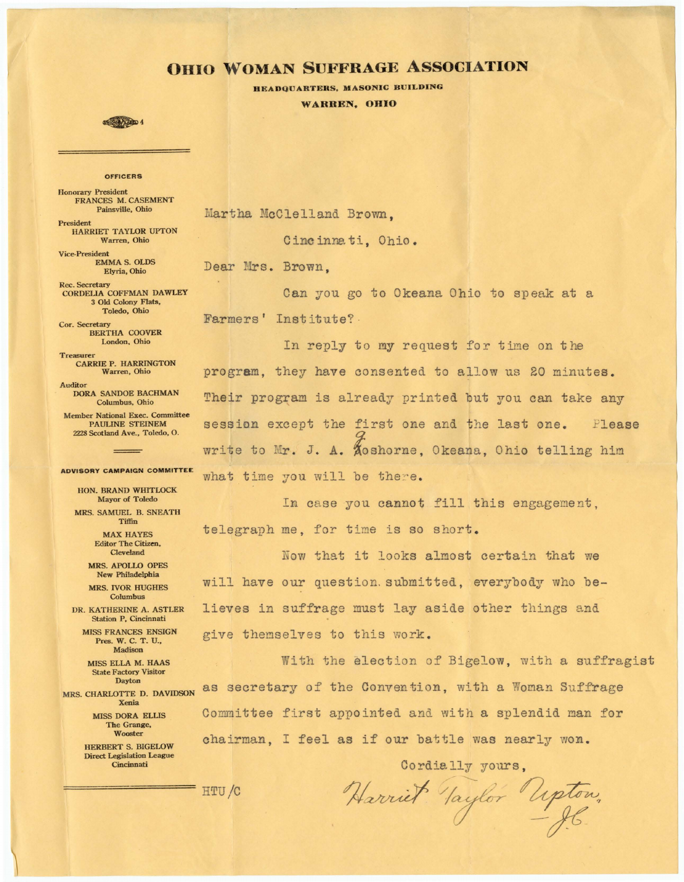# OHIO WOMAN SUFFRAGE ASSOCIATION

**HEADQUARTERS, MASONIC BUILDING**

**WARREN, OHIO**

**OFFICERS**

Honorary President
FRANCES M. CASEMENT
Painsville, Ohio

President
HARRIET TAYLOR UPTON
Warren, Ohio

Vice-President
EMMA S. OLDS
Elyria, Ohio

Rec. Secretary
CORDELIA COFFMAN DAWLEY
3 Old Colony Flats,
Toledo, Ohio

Cor. Secretary
BERTHA COOVER
London, Ohio

Treasurer
CARRIE P. HARRINGTON
Warren, Ohio

Auditor
DORA SANDOE BACHMAN
Columbus, Ohio

Member National Exec. Committee
PAULINE STEINEM
2228 Scotland Ave., Toledo, O.

**ADVISORY CAMPAIGN COMMITTEE**

HON. BRAND WHITLOCK
Mayor of Toledo

MRS. SAMUEL B. SNEATH
Tiffin

MAX HAYES
Editor The Citizen,
Cleveland

MRS. APOLLO OPES
New Philadelphia

MRS. IVOR HUGHES
Columbus

DR. KATHERINE A. ASTLER
Station P, Cincinnati

MISS FRANCES ENSIGN
Pres. W. C. T. U.,
Madison

MISS ELLA M. HAAS
State Factory Visitor
Dayton

MRS. CHARLOTTE D. DAVIDSON
Xenia

MISS DORA ELLIS
The Grange,
Wooster

HERBERT S. BIGELOW
Direct Legislation League
Cincinnati

---

Martha McClelland Brown,

Cincinnati, Ohio.

Dear Mrs. Brown,

Can you go to Okeana Ohio to speak at a Farmers' Institute?

In reply to my request for time on the program, they have consented to allow us 20 minutes. Their program is already printed but you can take any session except the first one and the last one. Please write to Mr. J. A. Gosharne, Okeana, Ohio telling him what time you will be there.

In case you cannot fill this engagement, telegraph me, for time is so short.

Now that it looks almost certain that we will have our question submitted, everybody who believes in suffrage must lay aside other things and give themselves to this work.

With the election of Bigelow, with a suffragist as secretary of the Convention, with a Woman Suffrage Committee first appointed and with a splendid man for chairman, I feel as if our battle was nearly won.

Cordially yours,

Harriet Taylor Upton,
–JC

HTU/C